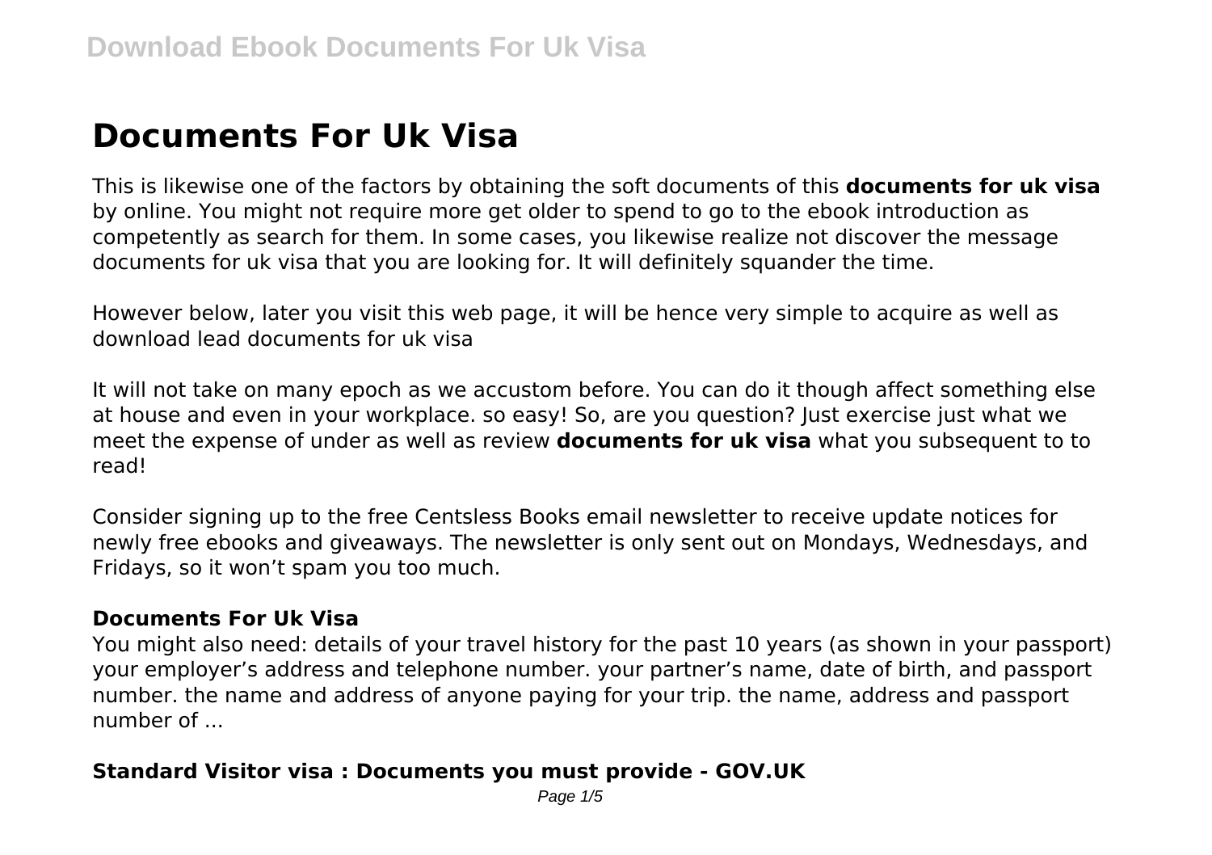# Documents For Uk Visa

This is likewise one of the factors by obtaining the soft documents of this **documents for uk visa** by online. You might not require more get older to spend to go to the ebook introduction as competently as search for them. In some cases, you likewise realize not discover the message documents for uk visa that you are looking for. It will definitely squander the time.

However below, later you visit this web page, it will be hence very simple to acquire as well as download lead documents for uk visa

It will not take on many epoch as we accustom before. You can do it though affect something else at house and even in your workplace. so easy! So, are you question? Just exercise just what we meet the expense of under as well as review **documents for uk visa** what you subsequent to to read!

Consider signing up to the free Centsless Books email newsletter to receive update notices for newly free ebooks and giveaways. The newsletter is only sent out on Mondays, Wednesdays, and Fridays, so it won't spam you too much.

### Documents For Uk Visa

You might also need: details of your travel history for the past 10 years (as shown in your passport) your employer's address and telephone number. your partner's name, date of birth, and passport number. the name and address of anyone paying for your trip. the name, address and passport number of ...

### Standard Visitor visa : Documents you must provide - GOV.UK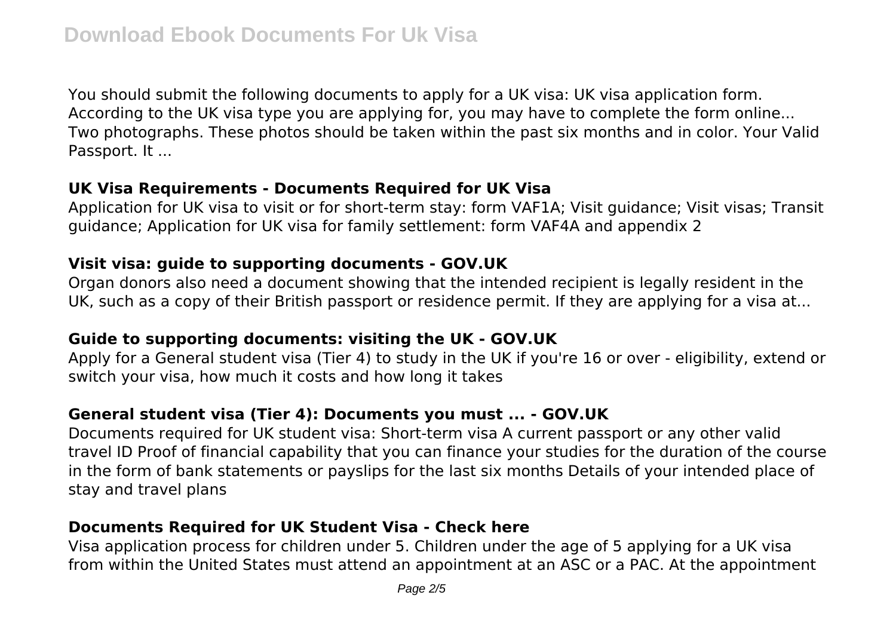You should submit the following documents to apply for a UK visa: UK visa application form. According to the UK visa type you are applying for, you may have to complete the form online... Two photographs. These photos should be taken within the past six months and in color. Your Valid Passport. It ...

### UK Visa Requirements - Documents Required for UK Visa

Application for UK visa to visit or for short-term stay: form VAF1A; Visit guidance; Visit visas; Transit guidance; Application for UK visa for family settlement: form VAF4A and appendix 2

### Visit visa: guide to supporting documents - GOV.UK

Organ donors also need a document showing that the intended recipient is legally resident in the UK, such as a copy of their British passport or residence permit. If they are applying for a visa at...

### Guide to supporting documents: visiting the UK - GOV.UK

Apply for a General student visa (Tier 4) to study in the UK if you're 16 or over - eligibility, extend or switch your visa, how much it costs and how long it takes

### General student visa (Tier 4): Documents you must ... - GOV.UK

Documents required for UK student visa: Short-term visa A current passport or any other valid travel ID Proof of financial capability that you can finance your studies for the duration of the course in the form of bank statements or payslips for the last six months Details of your intended place of stay and travel plans

### Documents Required for UK Student Visa - Check here

Visa application process for children under 5. Children under the age of 5 applying for a UK visa from within the United States must attend an appointment at an ASC or a PAC. At the appointment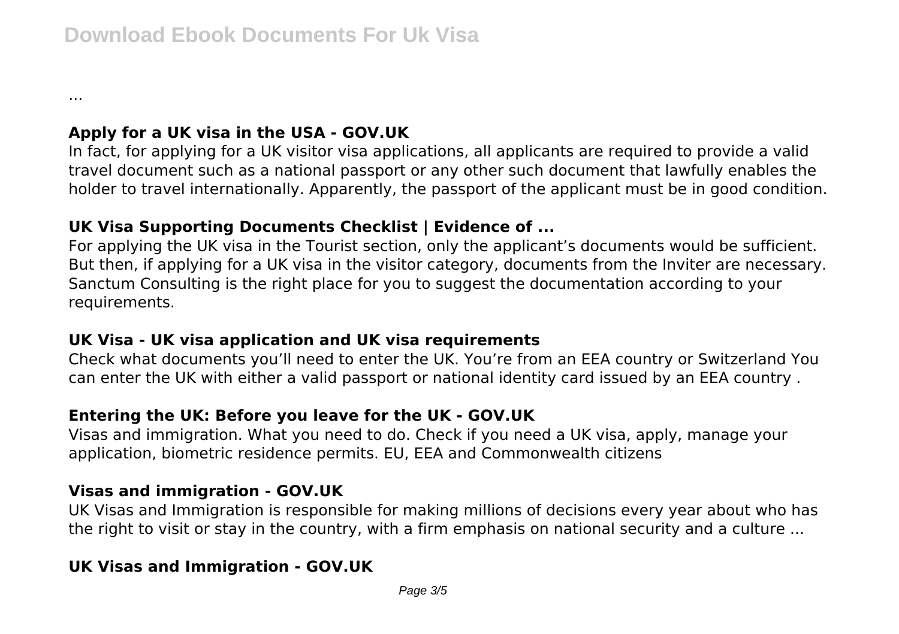...

**Apply for a UK visa in the USA - GOV.UK**

In fact, for applying for a UK visitor visa applications, all applicants are required to provide a valid travel document such as a national passport or any other such document that lawfully enables the holder to travel internationally. Apparently, the passport of the applicant must be in good condition.

**UK Visa Supporting Documents Checklist | Evidence of ...**

For applying the UK visa in the Tourist section, only the applicant's documents would be sufficient. But then, if applying for a UK visa in the visitor category, documents from the Inviter are necessary. Sanctum Consulting is the right place for you to suggest the documentation according to your requirements.

**UK Visa - UK visa application and UK visa requirements**

Check what documents you'll need to enter the UK. You're from an EEA country or Switzerland You can enter the UK with either a valid passport or national identity card issued by an EEA country .

**Entering the UK: Before you leave for the UK - GOV.UK**

Visas and immigration. What you need to do. Check if you need a UK visa, apply, manage your application, biometric residence permits. EU, EEA and Commonwealth citizens

**Visas and immigration - GOV.UK**

UK Visas and Immigration is responsible for making millions of decisions every year about who has the right to visit or stay in the country, with a firm emphasis on national security and a culture ...

**UK Visas and Immigration - GOV.UK**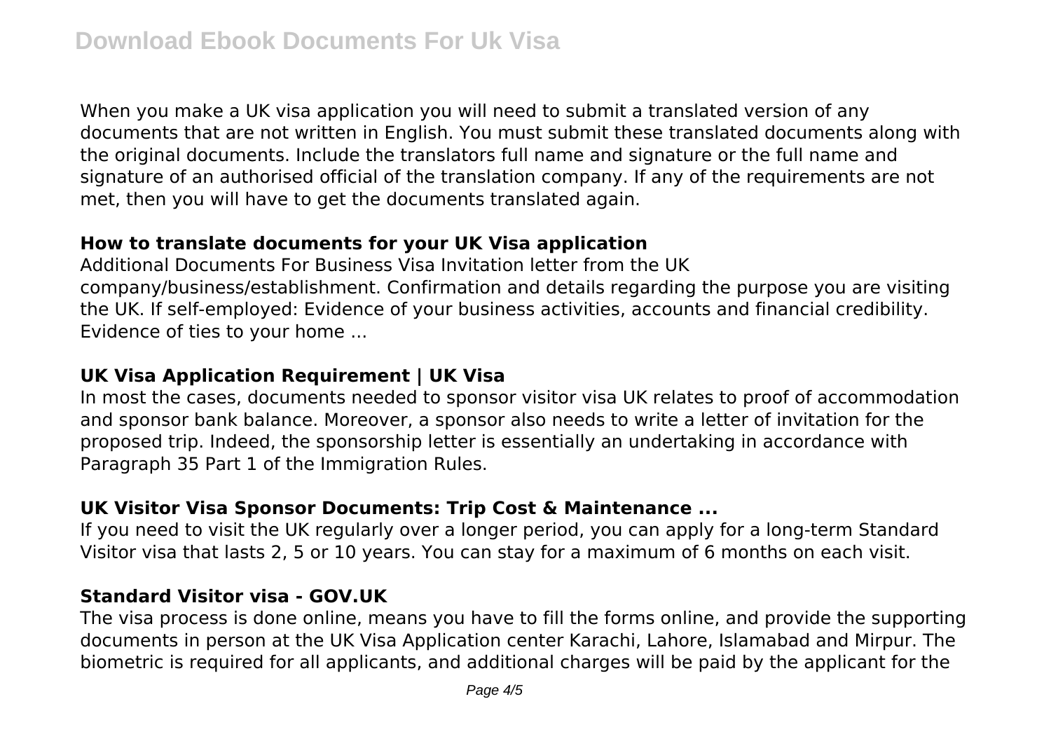When you make a UK visa application you will need to submit a translated version of any documents that are not written in English. You must submit these translated documents along with the original documents. Include the translators full name and signature or the full name and signature of an authorised official of the translation company. If any of the requirements are not met, then you will have to get the documents translated again.

### How to translate documents for your UK Visa application

Additional Documents For Business Visa Invitation letter from the UK company/business/establishment. Confirmation and details regarding the purpose you are visiting the UK. If self-employed: Evidence of your business activities, accounts and financial credibility. Evidence of ties to your home ...

### UK Visa Application Requirement | UK Visa

In most the cases, documents needed to sponsor visitor visa UK relates to proof of accommodation and sponsor bank balance. Moreover, a sponsor also needs to write a letter of invitation for the proposed trip. Indeed, the sponsorship letter is essentially an undertaking in accordance with Paragraph 35 Part 1 of the Immigration Rules.

### UK Visitor Visa Sponsor Documents: Trip Cost & Maintenance ...

If you need to visit the UK regularly over a longer period, you can apply for a long-term Standard Visitor visa that lasts 2, 5 or 10 years. You can stay for a maximum of 6 months on each visit.

### Standard Visitor visa - GOV.UK

The visa process is done online, means you have to fill the forms online, and provide the supporting documents in person at the UK Visa Application center Karachi, Lahore, Islamabad and Mirpur. The biometric is required for all applicants, and additional charges will be paid by the applicant for the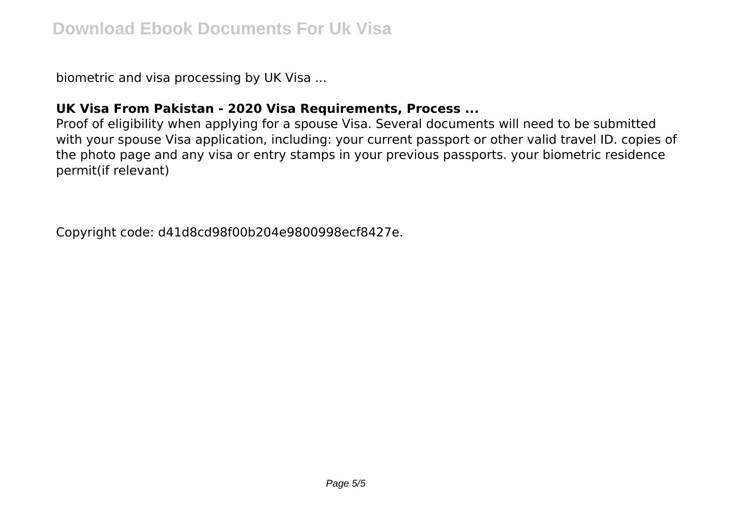biometric and visa processing by UK Visa ...

**UK Visa From Pakistan - 2020 Visa Requirements, Process ...**

Proof of eligibility when applying for a spouse Visa. Several documents will need to be submitted with your spouse Visa application, including: your current passport or other valid travel ID. copies of the photo page and any visa or entry stamps in your previous passports. your biometric residence permit(if relevant)

Copyright code: d41d8cd98f00b204e9800998ecf8427e.